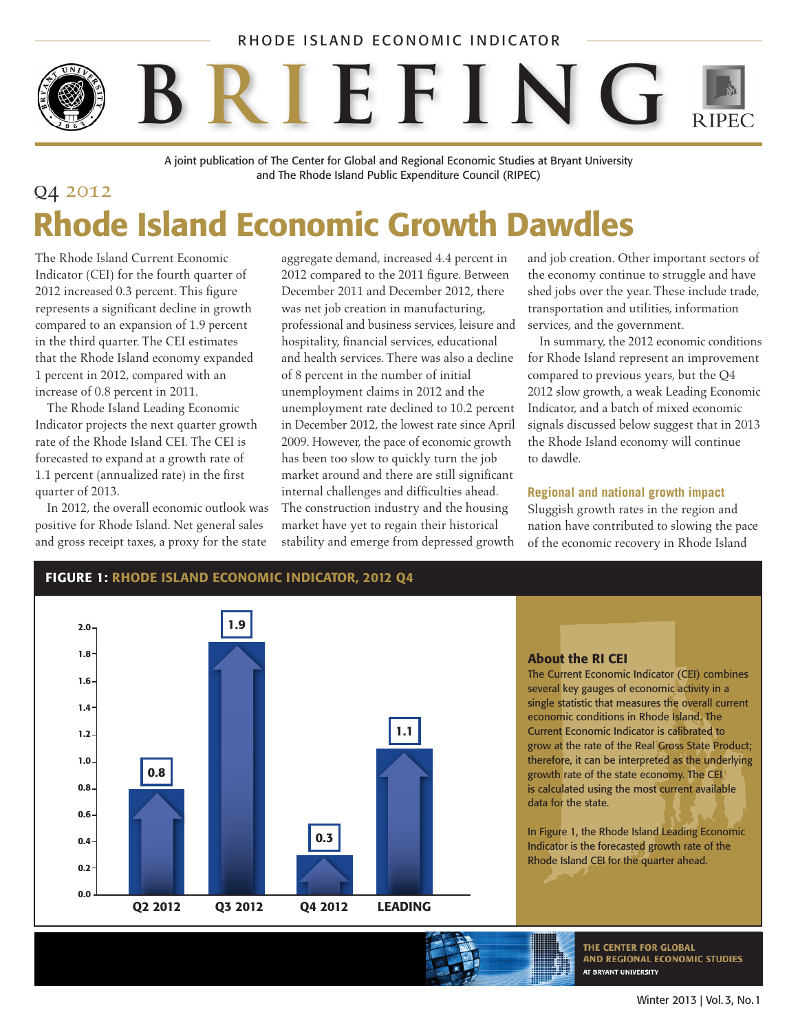RHODE ISLAND ECONOMIC INDICATOR

# BRIEFING

A joint publication of The Center for Global and Regional Economic Studies at Bryant University and The Rhode Island Public Expenditure Council (RIPEC)

Q4 2012

# Rhode Island Economic Growth Dawdles

The Rhode Island Current Economic Indicator (CEI) for the fourth quarter of 2012 increased 0.3 percent. This figure represents a significant decline in growth compared to an expansion of 1.9 percent in the third quarter. The CEI estimates that the Rhode Island economy expanded 1 percent in 2012, compared with an increase of 0.8 percent in 2011.

The Rhode Island Leading Economic Indicator projects the next quarter growth rate of the Rhode Island CEI. The CEI is forecasted to expand at a growth rate of 1.1 percent (annualized rate) in the first quarter of 2013.

In 2012, the overall economic outlook was positive for Rhode Island. Net general sales and gross receipt taxes, a proxy for the state aggregate demand, increased 4.4 percent in 2012 compared to the 2011 figure. Between December 2011 and December 2012, there was net job creation in manufacturing, professional and business services, leisure and hospitality, financial services, educational and health services. There was also a decline of 8 percent in the number of initial unemployment claims in 2012 and the unemployment rate declined to 10.2 percent in December 2012, the lowest rate since April 2009. However, the pace of economic growth has been too slow to quickly turn the job market around and there are still significant internal challenges and difficulties ahead. The construction industry and the housing market have yet to regain their historical stability and emerge from depressed growth and job creation. Other important sectors of the economy continue to struggle and have shed jobs over the year. These include trade, transportation and utilities, information services, and the government.

In summary, the 2012 economic conditions for Rhode Island represent an improvement compared to previous years, but the Q4 2012 slow growth, a weak Leading Economic Indicator, and a batch of mixed economic signals discussed below suggest that in 2013 the Rhode Island economy will continue to dawdle.

### Regional and national growth impact

Sluggish growth rates in the region and nation have contributed to slowing the pace of the economic recovery in Rhode Island

**FIGURE 1: RHODE ISLAND ECONOMIC INDICATOR, 2012 Q4**

| Q2 2012 | Q3 2012 | Q4 2012 | LEADING |
|---|---|---|---|
| 0.8 | 1.9 | 0.3 | 1.1 |

### About the RI CEI

The Current Economic Indicator (CEI) combines several key gauges of economic activity in a single statistic that measures the overall current economic conditions in Rhode Island. The Current Economic Indicator is calibrated to grow at the rate of the Real Gross State Product; therefore, it can be interpreted as the underlying growth rate of the state economy. The CEI is calculated using the most current available data for the state.

In Figure 1, the Rhode Island Leading Economic Indicator is the forecasted growth rate of the Rhode Island CEI for the quarter ahead.

THE CENTER FOR GLOBAL AND REGIONAL ECONOMIC STUDIES AT BRYANT UNIVERSITY

Winter 2013 | Vol. 3, No. 1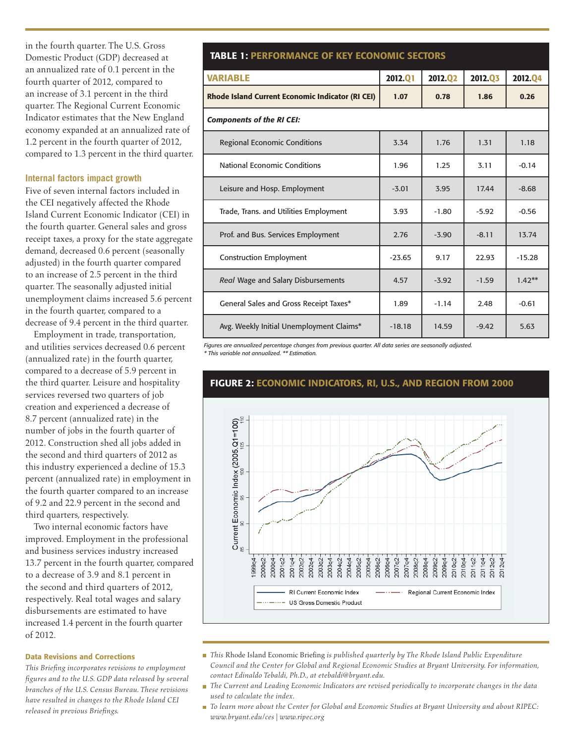in the fourth quarter. The U.S. Gross Domestic Product (GDP) decreased at an annualized rate of 0.1 percent in the fourth quarter of 2012, compared to an increase of 3.1 percent in the third quarter. The Regional Current Economic Indicator estimates that the New England economy expanded at an annualized rate of 1.2 percent in the fourth quarter of 2012, compared to 1.3 percent in the third quarter.

### Internal factors impact growth

Five of seven internal factors included in the CEI negatively affected the Rhode Island Current Economic Indicator (CEI) in the fourth quarter. General sales and gross receipt taxes, a proxy for the state aggregate demand, decreased 0.6 percent (seasonally adjusted) in the fourth quarter compared to an increase of 2.5 percent in the third quarter. The seasonally adjusted initial unemployment claims increased 5.6 percent in the fourth quarter, compared to a decrease of 9.4 percent in the third quarter.

Employment in trade, transportation, and utilities services decreased 0.6 percent (annualized rate) in the fourth quarter, compared to a decrease of 5.9 percent in the third quarter. Leisure and hospitality services reversed two quarters of job creation and experienced a decrease of 8.7 percent (annualized rate) in the number of jobs in the fourth quarter of 2012. Construction shed all jobs added in the second and third quarters of 2012 as this industry experienced a decline of 15.3 percent (annualized rate) in employment in the fourth quarter compared to an increase of 9.2 and 22.9 percent in the second and third quarters, respectively.

Two internal economic factors have improved. Employment in the professional and business services industry increased 13.7 percent in the fourth quarter, compared to a decrease of 3.9 and 8.1 percent in the second and third quarters of 2012, respectively. Real total wages and salary disbursements are estimated to have increased 1.4 percent in the fourth quarter of 2012.

#### Data Revisions and Corrections

*This Briefing incorporates revisions to employment figures and to the U.S. GDP data released by several branches of the U.S. Census Bureau. These revisions have resulted in changes to the Rhode Island CEI released in previous Briefings.*

## TABLE 1: PERFORMANCE OF KEY ECONOMIC SECTORS

| VARIABLE | 2012.Q1 | 2012.Q2 | 2012.Q3 | 2012.Q4 |
|---|---|---|---|---|
| **Rhode Island Current Economic Indicator (RI CEI)** | **1.07** | **0.78** | **1.86** | **0.26** |
| ***Components of the RI CEI:*** | | | | |
| Regional Economic Conditions | 3.34 | 1.76 | 1.31 | 1.18 |
| National Economic Conditions | 1.96 | 1.25 | 3.11 | -0.14 |
| Leisure and Hosp. Employment | -3.01 | 3.95 | 17.44 | -8.68 |
| Trade, Trans. and Utilities Employment | 3.93 | -1.80 | -5.92 | -0.56 |
| Prof. and Bus. Services Employment | 2.76 | -3.90 | -8.11 | 13.74 |
| Construction Employment | -23.65 | 9.17 | 22.93 | -15.28 |
| *Real* Wage and Salary Disbursements | 4.57 | -3.92 | -1.59 | 1.42** |
| General Sales and Gross Receipt Taxes* | 1.89 | -1.14 | 2.48 | -0.61 |
| Avg. Weekly Initial Unemployment Claims* | -18.18 | 14.59 | -9.42 | 5.63 |

*Figures are annualized percentage changes from previous quarter. All data series are seasonally adjusted.*
*\* This variable not annualized. \*\* Estimation.*

## FIGURE 2: ECONOMIC INDICATORS, RI, U.S., AND REGION FROM 2000

Current Economic Index (2005.Q1=100)

110
105
100
95
90
85

1999q4 2000q2 2000q4 2001q2 2001q4 2002q2 2002q4 2003q2 2003q4 2004q2 2004q4 2005q2 2005q4 2006q2 2006q4 2007q2 2007q4 2008q2 2008q4 2009q2 2009q4 2010q2 2010q4 2011q2 2011q4 2012q2 2012q4

RI Current Economic Index
Regional Current Economic Index
US Gross Domestic Product

- *This* Rhode Island Economic Briefing *is published quarterly by The Rhode Island Public Expenditure Council and the Center for Global and Regional Economic Studies at Bryant University. For information, contact Edinaldo Tebaldi, Ph.D., at etebaldi@bryant.edu.*
- *The Current and Leading Economic Indicators are revised periodically to incorporate changes in the data used to calculate the index.*
- *To learn more about the Center for Global and Economic Studies at Bryant University and about RIPEC: www.bryant.edu/ces | www.ripec.org*